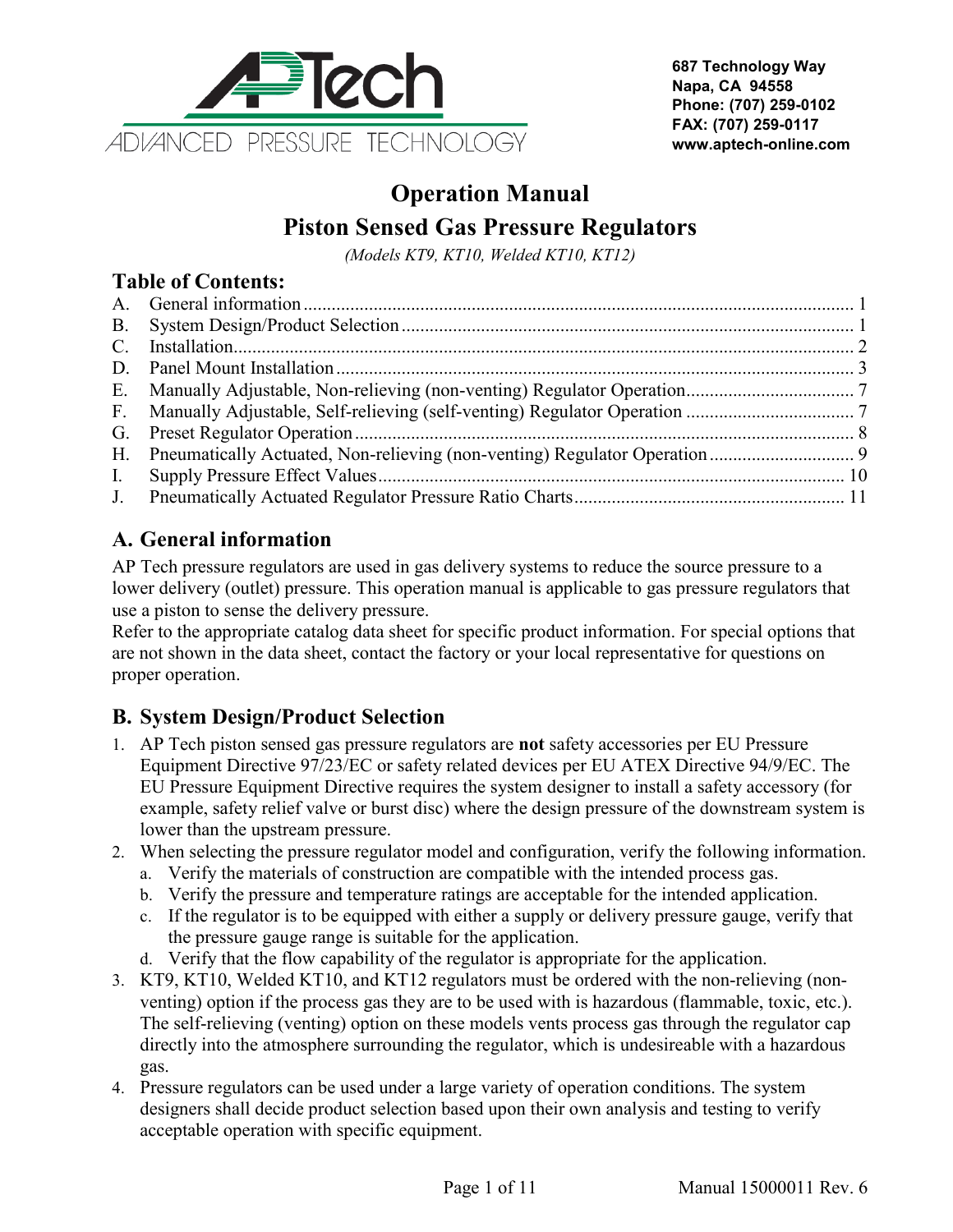APTech

ADVANCED PRESSURE TECHNOLOGY

**687 Technology Way**
**Napa, CA 94558**
**Phone: (707) 259-0102**
**FAX: (707) 259-0117**
**www.aptech-online.com**

# Operation Manual

# Piston Sensed Gas Pressure Regulators

*(Models KT9, KT10, Welded KT10, KT12)*

## Table of Contents:

A. General information .......... 1
B. System Design/Product Selection .......... 1
C. Installation .......... 2
D. Panel Mount Installation .......... 3
E. Manually Adjustable, Non-relieving (non-venting) Regulator Operation .......... 7
F. Manually Adjustable, Self-relieving (self-venting) Regulator Operation .......... 7
G. Preset Regulator Operation .......... 8
H. Pneumatically Actuated, Non-relieving (non-venting) Regulator Operation .......... 9
I. Supply Pressure Effect Values .......... 10
J. Pneumatically Actuated Regulator Pressure Ratio Charts .......... 11

## A. General information

AP Tech pressure regulators are used in gas delivery systems to reduce the source pressure to a lower delivery (outlet) pressure. This operation manual is applicable to gas pressure regulators that use a piston to sense the delivery pressure.

Refer to the appropriate catalog data sheet for specific product information. For special options that are not shown in the data sheet, contact the factory or your local representative for questions on proper operation.

## B. System Design/Product Selection

1. AP Tech piston sensed gas pressure regulators are **not** safety accessories per EU Pressure Equipment Directive 97/23/EC or safety related devices per EU ATEX Directive 94/9/EC. The EU Pressure Equipment Directive requires the system designer to install a safety accessory (for example, safety relief valve or burst disc) where the design pressure of the downstream system is lower than the upstream pressure.
2. When selecting the pressure regulator model and configuration, verify the following information.
   a. Verify the materials of construction are compatible with the intended process gas.
   b. Verify the pressure and temperature ratings are acceptable for the intended application.
   c. If the regulator is to be equipped with either a supply or delivery pressure gauge, verify that the pressure gauge range is suitable for the application.
   d. Verify that the flow capability of the regulator is appropriate for the application.
3. KT9, KT10, Welded KT10, and KT12 regulators must be ordered with the non-relieving (non-venting) option if the process gas they are to be used with is hazardous (flammable, toxic, etc.). The self-relieving (venting) option on these models vents process gas through the regulator cap directly into the atmosphere surrounding the regulator, which is undesireable with a hazardous gas.
4. Pressure regulators can be used under a large variety of operation conditions. The system designers shall decide product selection based upon their own analysis and testing to verify acceptable operation with specific equipment.

Manual 15000011 Rev. 6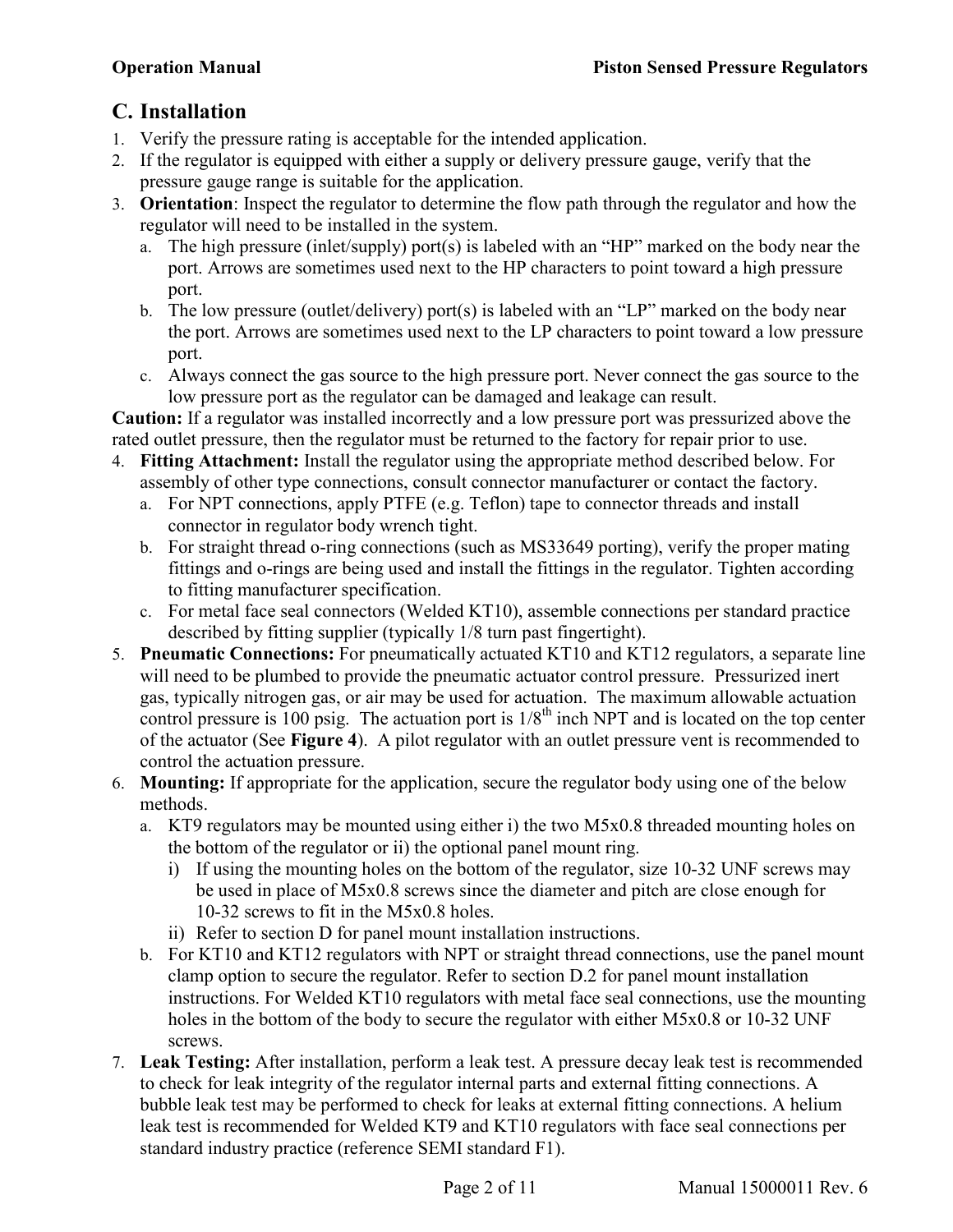## C. Installation

1. Verify the pressure rating is acceptable for the intended application.
2. If the regulator is equipped with either a supply or delivery pressure gauge, verify that the pressure gauge range is suitable for the application.
3. **Orientation**: Inspect the regulator to determine the flow path through the regulator and how the regulator will need to be installed in the system.
   a. The high pressure (inlet/supply) port(s) is labeled with an "HP" marked on the body near the port. Arrows are sometimes used next to the HP characters to point toward a high pressure port.
   b. The low pressure (outlet/delivery) port(s) is labeled with an "LP" marked on the body near the port. Arrows are sometimes used next to the LP characters to point toward a low pressure port.
   c. Always connect the gas source to the high pressure port. Never connect the gas source to the low pressure port as the regulator can be damaged and leakage can result.

**Caution:** If a regulator was installed incorrectly and a low pressure port was pressurized above the rated outlet pressure, then the regulator must be returned to the factory for repair prior to use.

4. **Fitting Attachment:** Install the regulator using the appropriate method described below. For assembly of other type connections, consult connector manufacturer or contact the factory.
   a. For NPT connections, apply PTFE (e.g. Teflon) tape to connector threads and install connector in regulator body wrench tight.
   b. For straight thread o-ring connections (such as MS33649 porting), verify the proper mating fittings and o-rings are being used and install the fittings in the regulator. Tighten according to fitting manufacturer specification.
   c. For metal face seal connectors (Welded KT10), assemble connections per standard practice described by fitting supplier (typically 1/8 turn past fingertight).
5. **Pneumatic Connections:** For pneumatically actuated KT10 and KT12 regulators, a separate line will need to be plumbed to provide the pneumatic actuator control pressure. Pressurized inert gas, typically nitrogen gas, or air may be used for actuation. The maximum allowable actuation control pressure is 100 psig. The actuation port is 1/8$^{th}$ inch NPT and is located on the top center of the actuator (See **Figure 4**). A pilot regulator with an outlet pressure vent is recommended to control the actuation pressure.
6. **Mounting:** If appropriate for the application, secure the regulator body using one of the below methods.
   a. KT9 regulators may be mounted using either i) the two M5x0.8 threaded mounting holes on the bottom of the regulator or ii) the optional panel mount ring.
      i) If using the mounting holes on the bottom of the regulator, size 10-32 UNF screws may be used in place of M5x0.8 screws since the diameter and pitch are close enough for 10-32 screws to fit in the M5x0.8 holes.
      ii) Refer to section D for panel mount installation instructions.
   b. For KT10 and KT12 regulators with NPT or straight thread connections, use the panel mount clamp option to secure the regulator. Refer to section D.2 for panel mount installation instructions. For Welded KT10 regulators with metal face seal connections, use the mounting holes in the bottom of the body to secure the regulator with either M5x0.8 or 10-32 UNF screws.
7. **Leak Testing:** After installation, perform a leak test. A pressure decay leak test is recommended to check for leak integrity of the regulator internal parts and external fitting connections. A bubble leak test may be performed to check for leaks at external fitting connections. A helium leak test is recommended for Welded KT9 and KT10 regulators with face seal connections per standard industry practice (reference SEMI standard F1).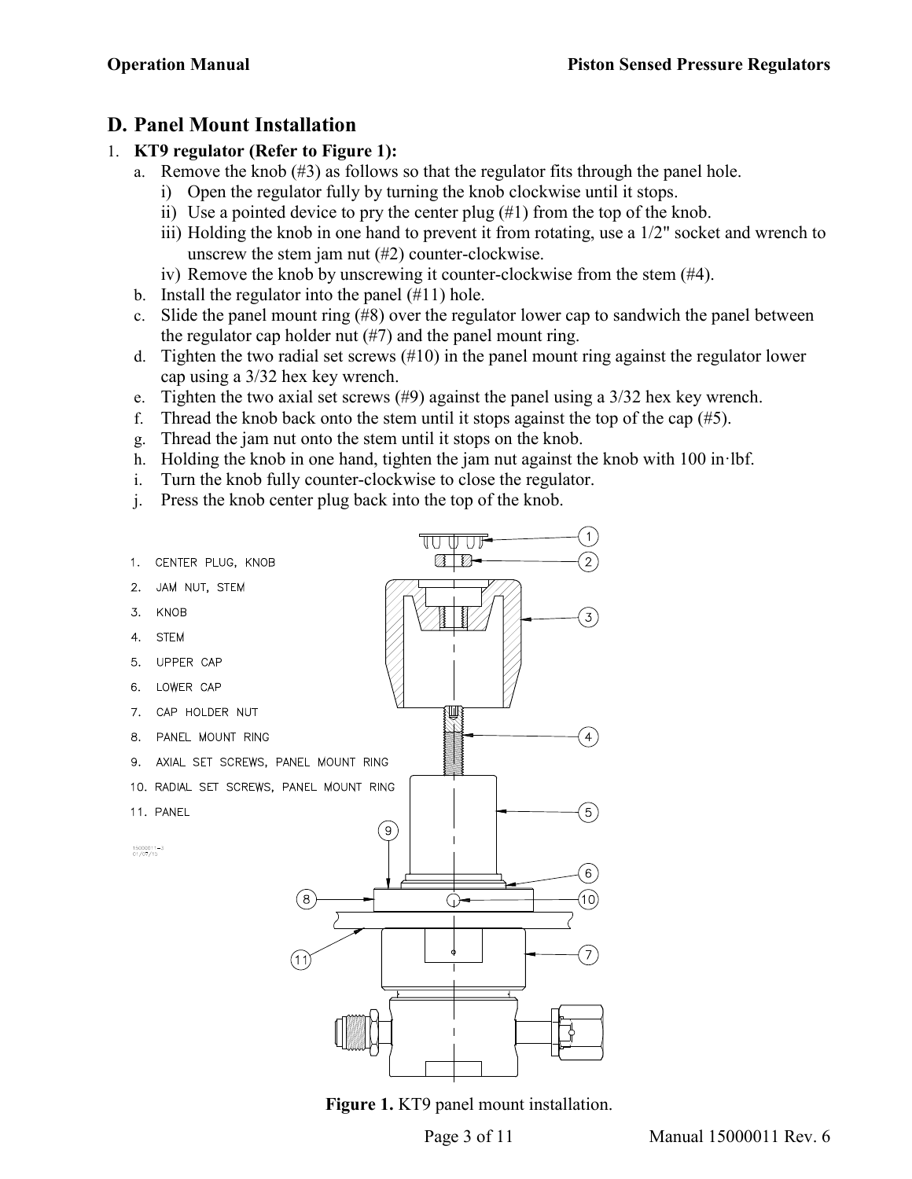## D. Panel Mount Installation

1. **KT9 regulator (Refer to Figure 1):**
   a. Remove the knob (#3) as follows so that the regulator fits through the panel hole.
      i) Open the regulator fully by turning the knob clockwise until it stops.
      ii) Use a pointed device to pry the center plug (#1) from the top of the knob.
      iii) Holding the knob in one hand to prevent it from rotating, use a 1/2" socket and wrench to unscrew the stem jam nut (#2) counter-clockwise.
      iv) Remove the knob by unscrewing it counter-clockwise from the stem (#4).
   b. Install the regulator into the panel (#11) hole.
   c. Slide the panel mount ring (#8) over the regulator lower cap to sandwich the panel between the regulator cap holder nut (#7) and the panel mount ring.
   d. Tighten the two radial set screws (#10) in the panel mount ring against the regulator lower cap using a 3/32 hex key wrench.
   e. Tighten the two axial set screws (#9) against the panel using a 3/32 hex key wrench.
   f. Thread the knob back onto the stem until it stops against the top of the cap (#5).
   g. Thread the jam nut onto the stem until it stops on the knob.
   h. Holding the knob in one hand, tighten the jam nut against the knob with 100 in·lbf.
   i. Turn the knob fully counter-clockwise to close the regulator.
   j. Press the knob center plug back into the top of the knob.

1. CENTER PLUG, KNOB
2. JAM NUT, STEM
3. KNOB
4. STEM
5. UPPER CAP
6. LOWER CAP
7. CAP HOLDER NUT
8. PANEL MOUNT RING
9. AXIAL SET SCREWS, PANEL MOUNT RING
10. RADIAL SET SCREWS, PANEL MOUNT RING
11. PANEL

**Figure 1.** KT9 panel mount installation.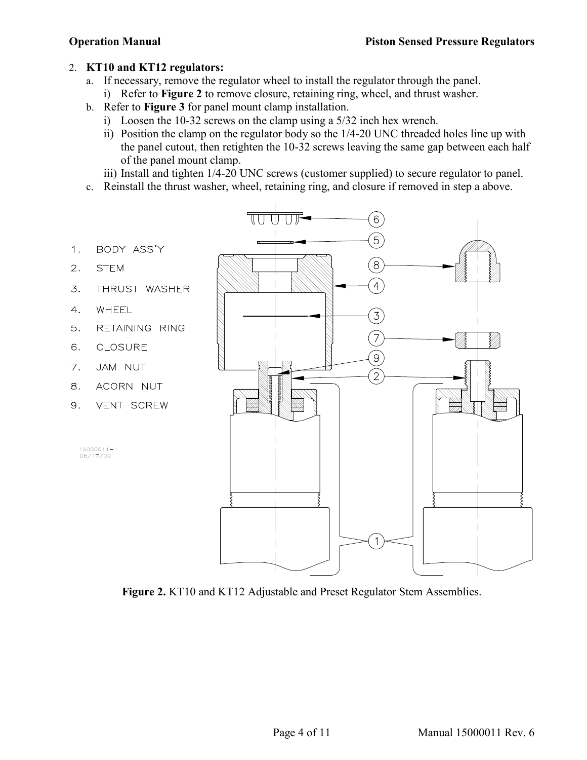2. **KT10 and KT12 regulators:**
   a. If necessary, remove the regulator wheel to install the regulator through the panel.
      i) Refer to **Figure 2** to remove closure, retaining ring, wheel, and thrust washer.
   b. Refer to **Figure 3** for panel mount clamp installation.
      i) Loosen the 10-32 screws on the clamp using a 5/32 inch hex wrench.
      ii) Position the clamp on the regulator body so the 1/4-20 UNC threaded holes line up with the panel cutout, then retighten the 10-32 screws leaving the same gap between each half of the panel mount clamp.
      iii) Install and tighten 1/4-20 UNC screws (customer supplied) to secure regulator to panel.
   c. Reinstall the thrust washer, wheel, retaining ring, and closure if removed in step a above.

1. BODY ASS'Y
2. STEM
3. THRUST WASHER
4. WHEEL
5. RETAINING RING
6. CLOSURE
7. JAM NUT
8. ACORN NUT
9. VENT SCREW

15000011-1
08/17/09

**Figure 2.** KT10 and KT12 Adjustable and Preset Regulator Stem Assemblies.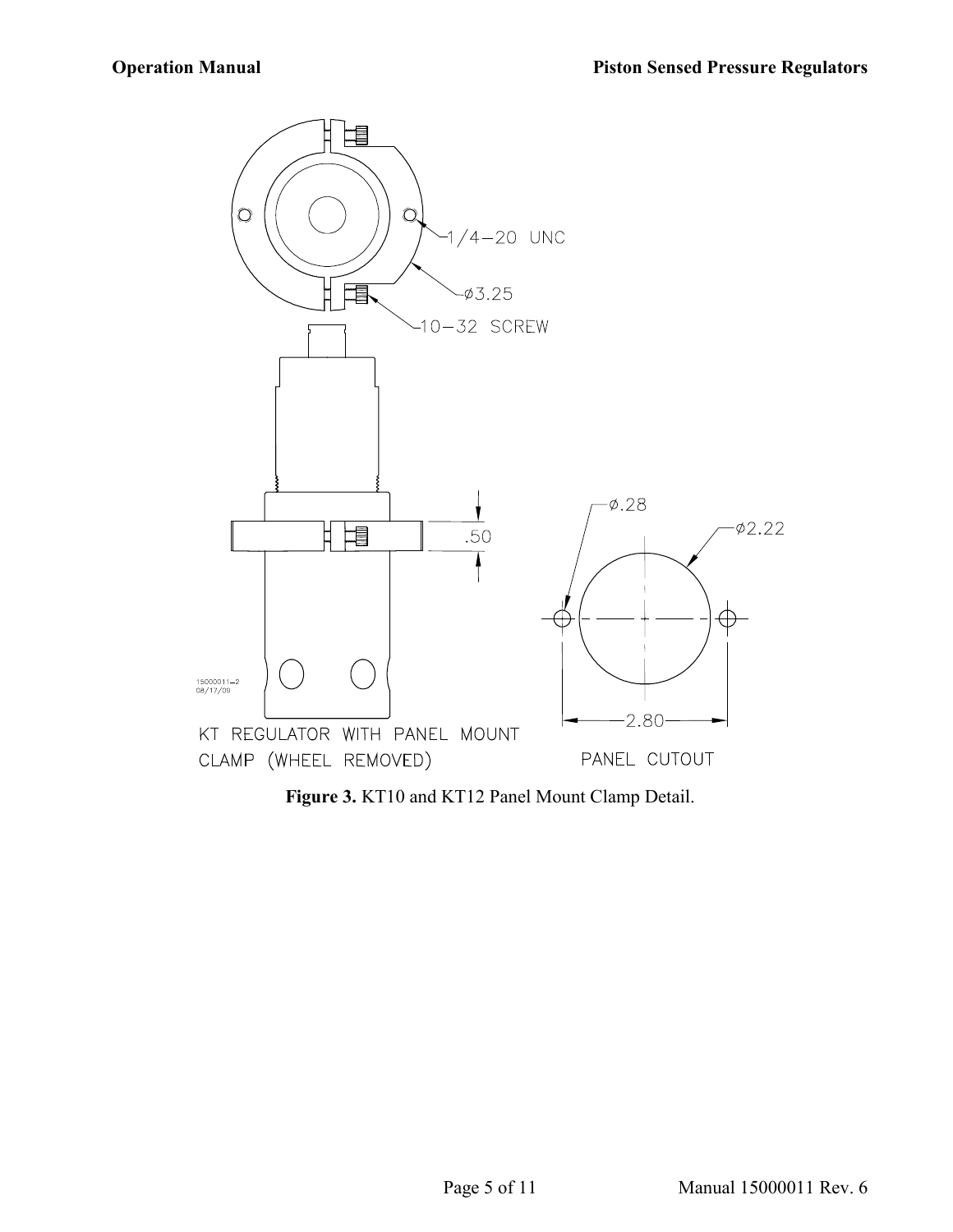1/4-20 UNC

ø3.25

10-32 SCREW

.50

ø.28

ø2.22

15000011-2
08/17/09

2.80

KT REGULATOR WITH PANEL MOUNT CLAMP (WHEEL REMOVED)

PANEL CUTOUT

**Figure 3.** KT10 and KT12 Panel Mount Clamp Detail.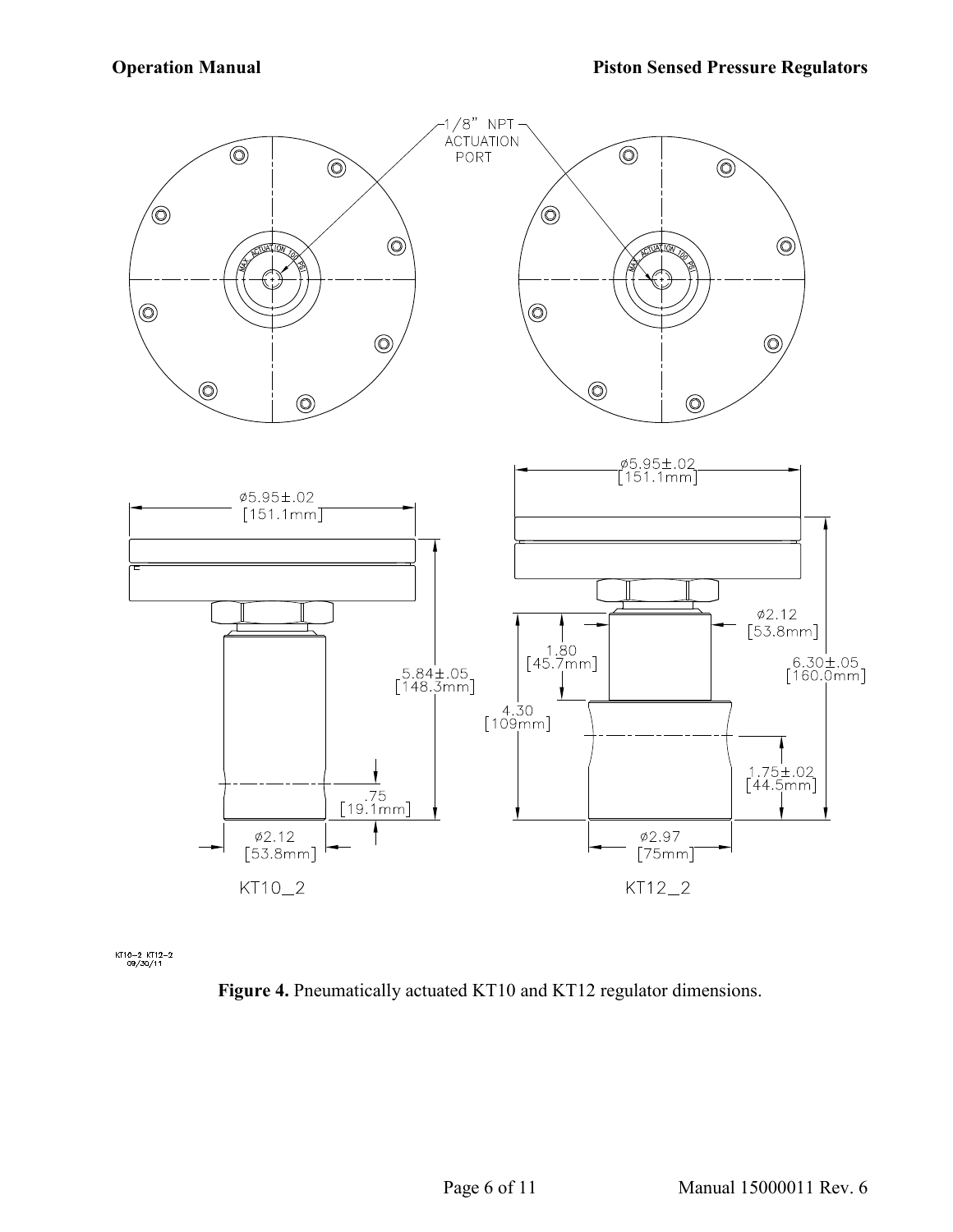1/8" NPT ACTUATION PORT

MAX. ACTUATION 100 PSI

ø5.95±.02 [151.1mm]

5.84±.05 [148.3mm]

.75 [19.1mm]

ø2.12 [53.8mm]

KT10_2

ø5.95±.02 [151.1mm]

ø2.12 [53.8mm]

1.80 [45.7mm]

4.30 [109mm]

6.30±.05 [160.0mm]

1.75±.02 [44.5mm]

ø2.97 [75mm]

KT12_2

KT10-2 KT12-2 09/30/11

**Figure 4.** Pneumatically actuated KT10 and KT12 regulator dimensions.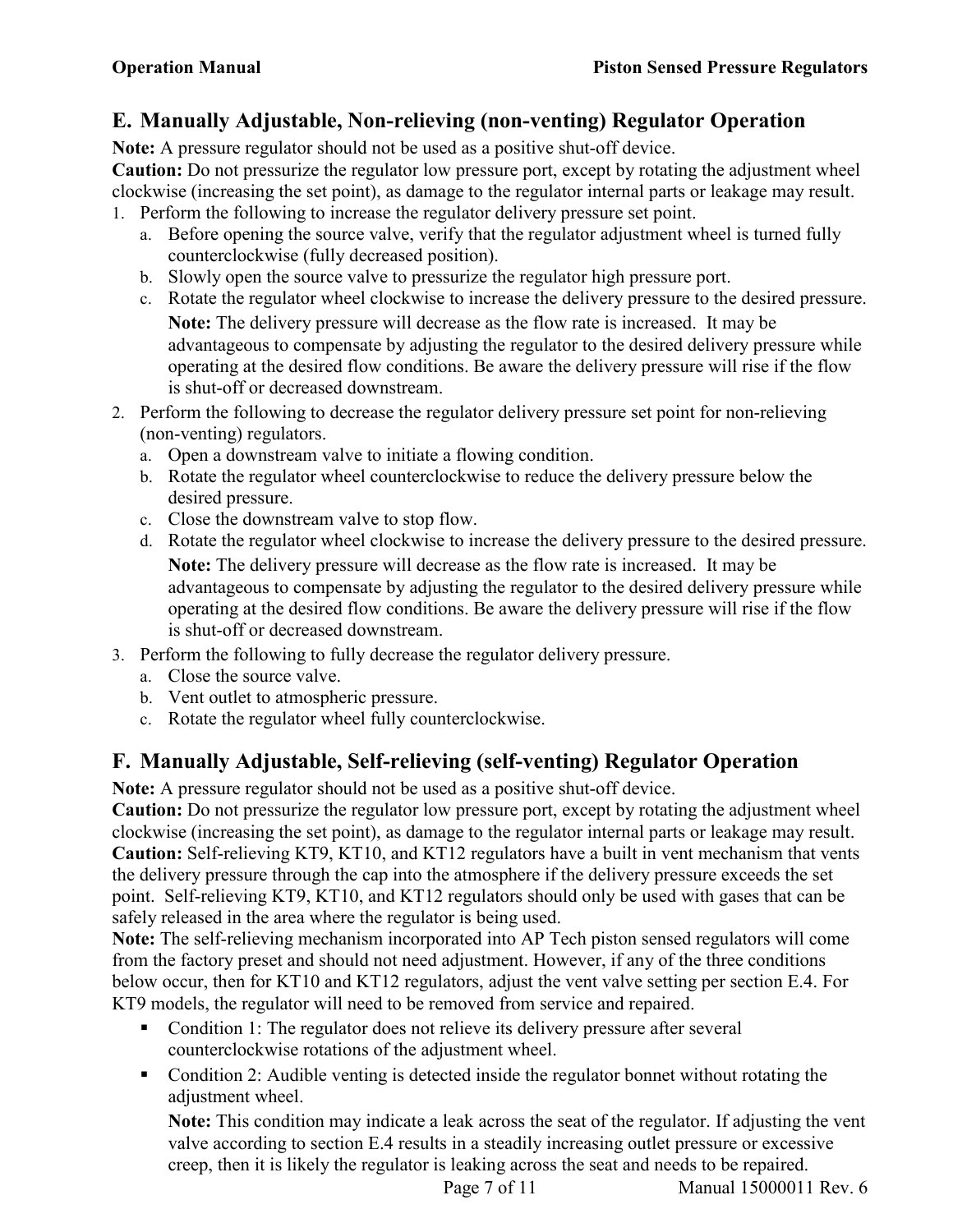## E. Manually Adjustable, Non-relieving (non-venting) Regulator Operation

**Note:** A pressure regulator should not be used as a positive shut-off device.

**Caution:** Do not pressurize the regulator low pressure port, except by rotating the adjustment wheel clockwise (increasing the set point), as damage to the regulator internal parts or leakage may result.

1. Perform the following to increase the regulator delivery pressure set point.
   a. Before opening the source valve, verify that the regulator adjustment wheel is turned fully counterclockwise (fully decreased position).
   b. Slowly open the source valve to pressurize the regulator high pressure port.
   c. Rotate the regulator wheel clockwise to increase the delivery pressure to the desired pressure.

      **Note:** The delivery pressure will decrease as the flow rate is increased. It may be advantageous to compensate by adjusting the regulator to the desired delivery pressure while operating at the desired flow conditions. Be aware the delivery pressure will rise if the flow is shut-off or decreased downstream.
2. Perform the following to decrease the regulator delivery pressure set point for non-relieving (non-venting) regulators.
   a. Open a downstream valve to initiate a flowing condition.
   b. Rotate the regulator wheel counterclockwise to reduce the delivery pressure below the desired pressure.
   c. Close the downstream valve to stop flow.
   d. Rotate the regulator wheel clockwise to increase the delivery pressure to the desired pressure.

      **Note:** The delivery pressure will decrease as the flow rate is increased. It may be advantageous to compensate by adjusting the regulator to the desired delivery pressure while operating at the desired flow conditions. Be aware the delivery pressure will rise if the flow is shut-off or decreased downstream.
3. Perform the following to fully decrease the regulator delivery pressure.
   a. Close the source valve.
   b. Vent outlet to atmospheric pressure.
   c. Rotate the regulator wheel fully counterclockwise.

## F. Manually Adjustable, Self-relieving (self-venting) Regulator Operation

**Note:** A pressure regulator should not be used as a positive shut-off device.

**Caution:** Do not pressurize the regulator low pressure port, except by rotating the adjustment wheel clockwise (increasing the set point), as damage to the regulator internal parts or leakage may result.

**Caution:** Self-relieving KT9, KT10, and KT12 regulators have a built in vent mechanism that vents the delivery pressure through the cap into the atmosphere if the delivery pressure exceeds the set point. Self-relieving KT9, KT10, and KT12 regulators should only be used with gases that can be safely released in the area where the regulator is being used.

**Note:** The self-relieving mechanism incorporated into AP Tech piston sensed regulators will come from the factory preset and should not need adjustment. However, if any of the three conditions below occur, then for KT10 and KT12 regulators, adjust the vent valve setting per section E.4. For KT9 models, the regulator will need to be removed from service and repaired.

- Condition 1: The regulator does not relieve its delivery pressure after several counterclockwise rotations of the adjustment wheel.
- Condition 2: Audible venting is detected inside the regulator bonnet without rotating the adjustment wheel.

  **Note:** This condition may indicate a leak across the seat of the regulator. If adjusting the vent valve according to section E.4 results in a steadily increasing outlet pressure or excessive creep, then it is likely the regulator is leaking across the seat and needs to be repaired.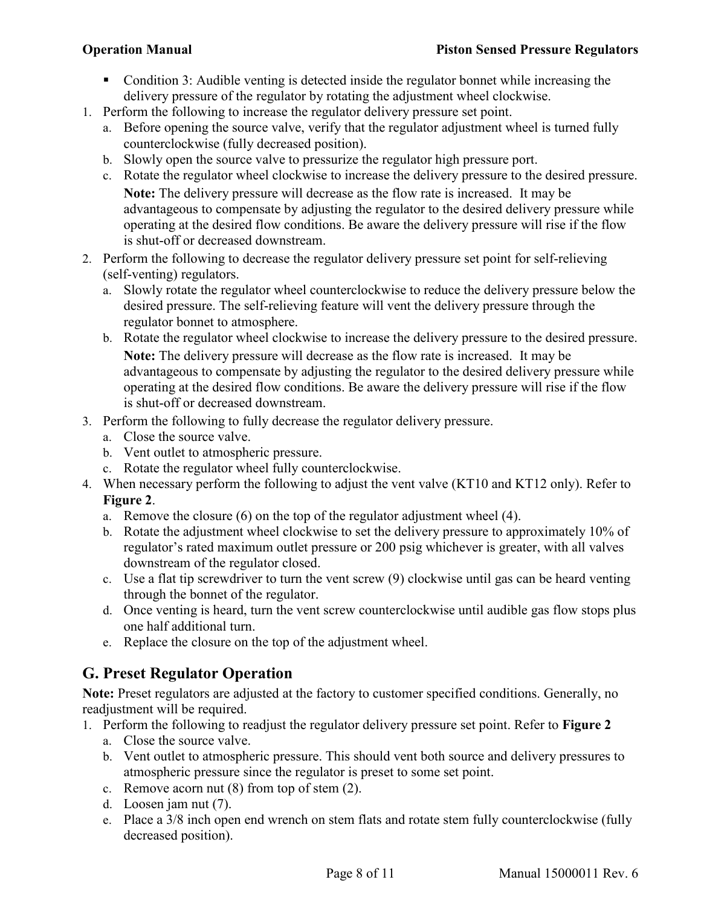- Condition 3: Audible venting is detected inside the regulator bonnet while increasing the delivery pressure of the regulator by rotating the adjustment wheel clockwise.

1. Perform the following to increase the regulator delivery pressure set point.
   a. Before opening the source valve, verify that the regulator adjustment wheel is turned fully counterclockwise (fully decreased position).
   b. Slowly open the source valve to pressurize the regulator high pressure port.
   c. Rotate the regulator wheel clockwise to increase the delivery pressure to the desired pressure.

      **Note:** The delivery pressure will decrease as the flow rate is increased. It may be advantageous to compensate by adjusting the regulator to the desired delivery pressure while operating at the desired flow conditions. Be aware the delivery pressure will rise if the flow is shut-off or decreased downstream.
2. Perform the following to decrease the regulator delivery pressure set point for self-relieving (self-venting) regulators.
   a. Slowly rotate the regulator wheel counterclockwise to reduce the delivery pressure below the desired pressure. The self-relieving feature will vent the delivery pressure through the regulator bonnet to atmosphere.
   b. Rotate the regulator wheel clockwise to increase the delivery pressure to the desired pressure.

      **Note:** The delivery pressure will decrease as the flow rate is increased. It may be advantageous to compensate by adjusting the regulator to the desired delivery pressure while operating at the desired flow conditions. Be aware the delivery pressure will rise if the flow is shut-off or decreased downstream.
3. Perform the following to fully decrease the regulator delivery pressure.
   a. Close the source valve.
   b. Vent outlet to atmospheric pressure.
   c. Rotate the regulator wheel fully counterclockwise.
4. When necessary perform the following to adjust the vent valve (KT10 and KT12 only). Refer to **Figure 2**.
   a. Remove the closure (6) on the top of the regulator adjustment wheel (4).
   b. Rotate the adjustment wheel clockwise to set the delivery pressure to approximately 10% of regulator's rated maximum outlet pressure or 200 psig whichever is greater, with all valves downstream of the regulator closed.
   c. Use a flat tip screwdriver to turn the vent screw (9) clockwise until gas can be heard venting through the bonnet of the regulator.
   d. Once venting is heard, turn the vent screw counterclockwise until audible gas flow stops plus one half additional turn.
   e. Replace the closure on the top of the adjustment wheel.

## G. Preset Regulator Operation

**Note:** Preset regulators are adjusted at the factory to customer specified conditions. Generally, no readjustment will be required.

1. Perform the following to readjust the regulator delivery pressure set point. Refer to **Figure 2**
   a. Close the source valve.
   b. Vent outlet to atmospheric pressure. This should vent both source and delivery pressures to atmospheric pressure since the regulator is preset to some set point.
   c. Remove acorn nut (8) from top of stem (2).
   d. Loosen jam nut (7).
   e. Place a 3/8 inch open end wrench on stem flats and rotate stem fully counterclockwise (fully decreased position).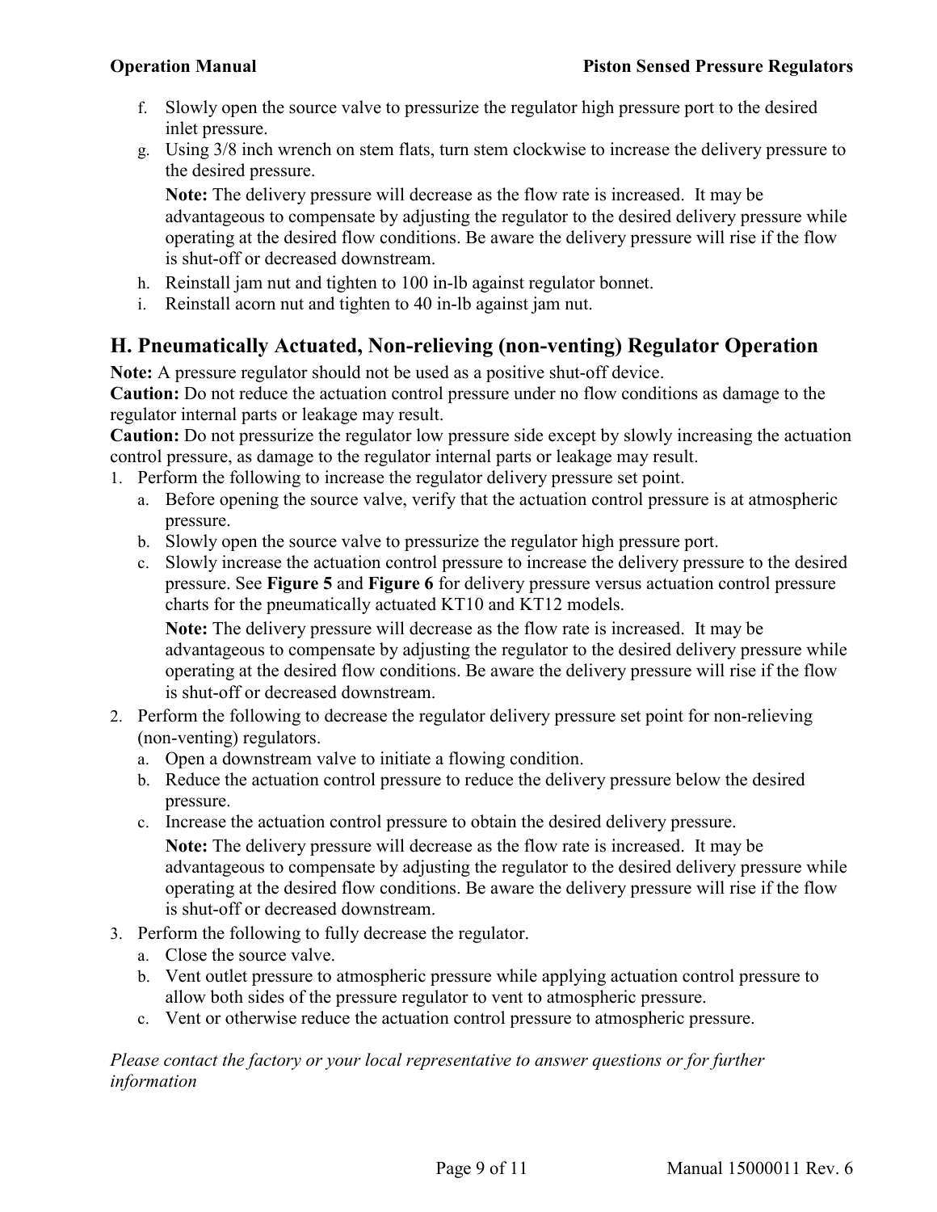f. Slowly open the source valve to pressurize the regulator high pressure port to the desired inlet pressure.
g. Using 3/8 inch wrench on stem flats, turn stem clockwise to increase the delivery pressure to the desired pressure.

   **Note:** The delivery pressure will decrease as the flow rate is increased. It may be advantageous to compensate by adjusting the regulator to the desired delivery pressure while operating at the desired flow conditions. Be aware the delivery pressure will rise if the flow is shut-off or decreased downstream.
h. Reinstall jam nut and tighten to 100 in-lb against regulator bonnet.
i. Reinstall acorn nut and tighten to 40 in-lb against jam nut.

## H. Pneumatically Actuated, Non-relieving (non-venting) Regulator Operation

**Note:** A pressure regulator should not be used as a positive shut-off device.

**Caution:** Do not reduce the actuation control pressure under no flow conditions as damage to the regulator internal parts or leakage may result.

**Caution:** Do not pressurize the regulator low pressure side except by slowly increasing the actuation control pressure, as damage to the regulator internal parts or leakage may result.

1. Perform the following to increase the regulator delivery pressure set point.
   a. Before opening the source valve, verify that the actuation control pressure is at atmospheric pressure.
   b. Slowly open the source valve to pressurize the regulator high pressure port.
   c. Slowly increase the actuation control pressure to increase the delivery pressure to the desired pressure. See **Figure 5** and **Figure 6** for delivery pressure versus actuation control pressure charts for the pneumatically actuated KT10 and KT12 models.

      **Note:** The delivery pressure will decrease as the flow rate is increased. It may be advantageous to compensate by adjusting the regulator to the desired delivery pressure while operating at the desired flow conditions. Be aware the delivery pressure will rise if the flow is shut-off or decreased downstream.
2. Perform the following to decrease the regulator delivery pressure set point for non-relieving (non-venting) regulators.
   a. Open a downstream valve to initiate a flowing condition.
   b. Reduce the actuation control pressure to reduce the delivery pressure below the desired pressure.
   c. Increase the actuation control pressure to obtain the desired delivery pressure.

      **Note:** The delivery pressure will decrease as the flow rate is increased. It may be advantageous to compensate by adjusting the regulator to the desired delivery pressure while operating at the desired flow conditions. Be aware the delivery pressure will rise if the flow is shut-off or decreased downstream.
3. Perform the following to fully decrease the regulator.
   a. Close the source valve.
   b. Vent outlet pressure to atmospheric pressure while applying actuation control pressure to allow both sides of the pressure regulator to vent to atmospheric pressure.
   c. Vent or otherwise reduce the actuation control pressure to atmospheric pressure.

*Please contact the factory or your local representative to answer questions or for further information*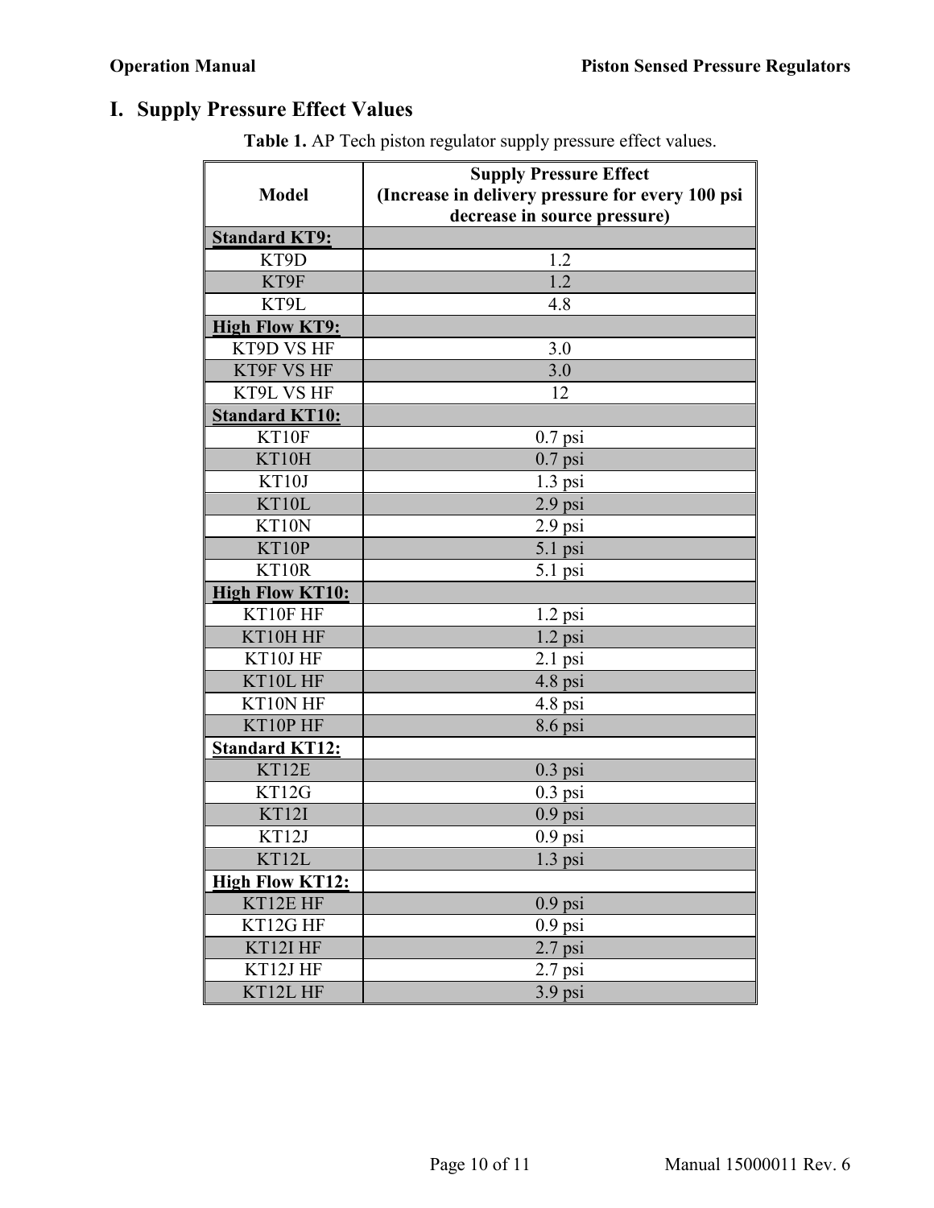## I. Supply Pressure Effect Values

**Table 1.** AP Tech piston regulator supply pressure effect values.

| Model | Supply Pressure Effect (Increase in delivery pressure for every 100 psi decrease in source pressure) |
|---|---|
| **Standard KT9:** | |
| KT9D | 1.2 |
| KT9F | 1.2 |
| KT9L | 4.8 |
| **High Flow KT9:** | |
| KT9D VS HF | 3.0 |
| KT9F VS HF | 3.0 |
| KT9L VS HF | 12 |
| **Standard KT10:** | |
| KT10F | 0.7 psi |
| KT10H | 0.7 psi |
| KT10J | 1.3 psi |
| KT10L | 2.9 psi |
| KT10N | 2.9 psi |
| KT10P | 5.1 psi |
| KT10R | 5.1 psi |
| **High Flow KT10:** | |
| KT10F HF | 1.2 psi |
| KT10H HF | 1.2 psi |
| KT10J HF | 2.1 psi |
| KT10L HF | 4.8 psi |
| KT10N HF | 4.8 psi |
| KT10P HF | 8.6 psi |
| **Standard KT12:** | |
| KT12E | 0.3 psi |
| KT12G | 0.3 psi |
| KT12I | 0.9 psi |
| KT12J | 0.9 psi |
| KT12L | 1.3 psi |
| **High Flow KT12:** | |
| KT12E HF | 0.9 psi |
| KT12G HF | 0.9 psi |
| KT12I HF | 2.7 psi |
| KT12J HF | 2.7 psi |
| KT12L HF | 3.9 psi |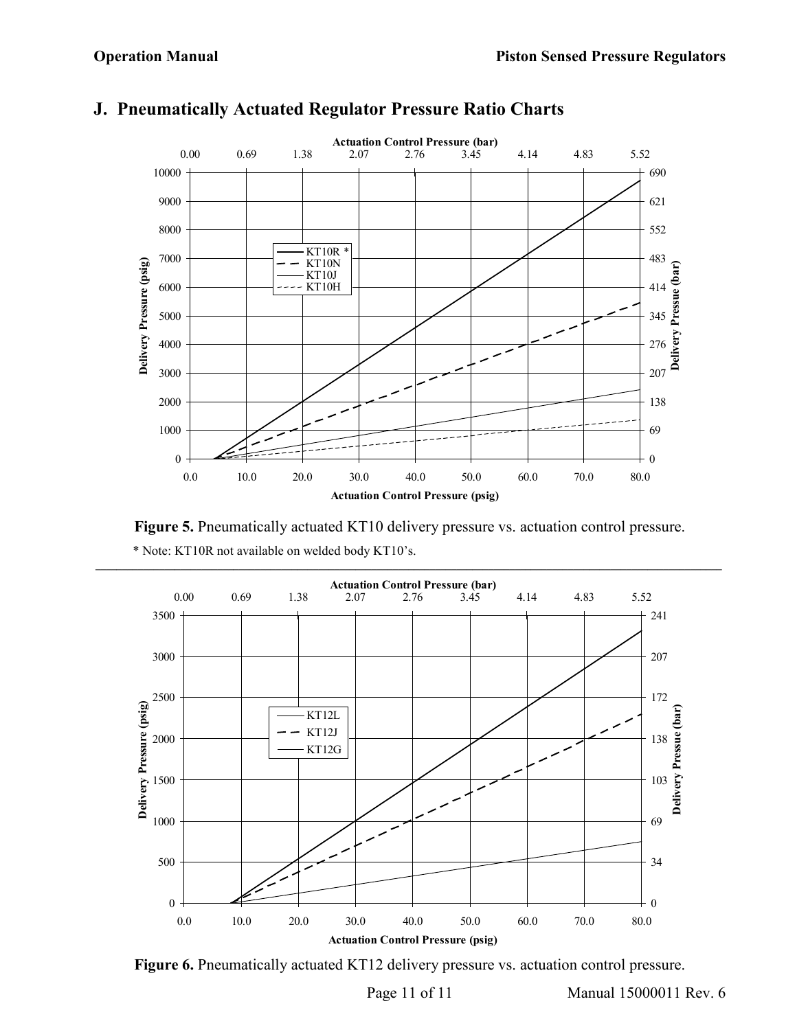## J. Pneumatically Actuated Regulator Pressure Ratio Charts

Actuation Control Pressure (bar)

0.00 0.69 1.38 2.07 2.76 3.45 4.14 4.83 5.52

Delivery Pressure (psig)

10000 9000 8000 7000 6000 5000 4000 3000 2000 1000 0

Delivery Pressue (bar)

690 621 552 483 414 345 276 207 138 69 0

KT10R *
KT10N
KT10J
KT10H

0.0 10.0 20.0 30.0 40.0 50.0 60.0 70.0 80.0

Actuation Control Pressure (psig)

**Figure 5.** Pneumatically actuated KT10 delivery pressure vs. actuation control pressure.

\* Note: KT10R not available on welded body KT10's.

---

Actuation Control Pressure (bar)

0.00 0.69 1.38 2.07 2.76 3.45 4.14 4.83 5.52

Delivery Pressure (psig)

3500 3000 2500 2000 1500 1000 500 0

Delivery Pressue (bar)

241 207 172 138 103 69 34 0

KT12L
KT12J
KT12G

0.0 10.0 20.0 30.0 40.0 50.0 60.0 70.0 80.0

Actuation Control Pressure (psig)

**Figure 6.** Pneumatically actuated KT12 delivery pressure vs. actuation control pressure.